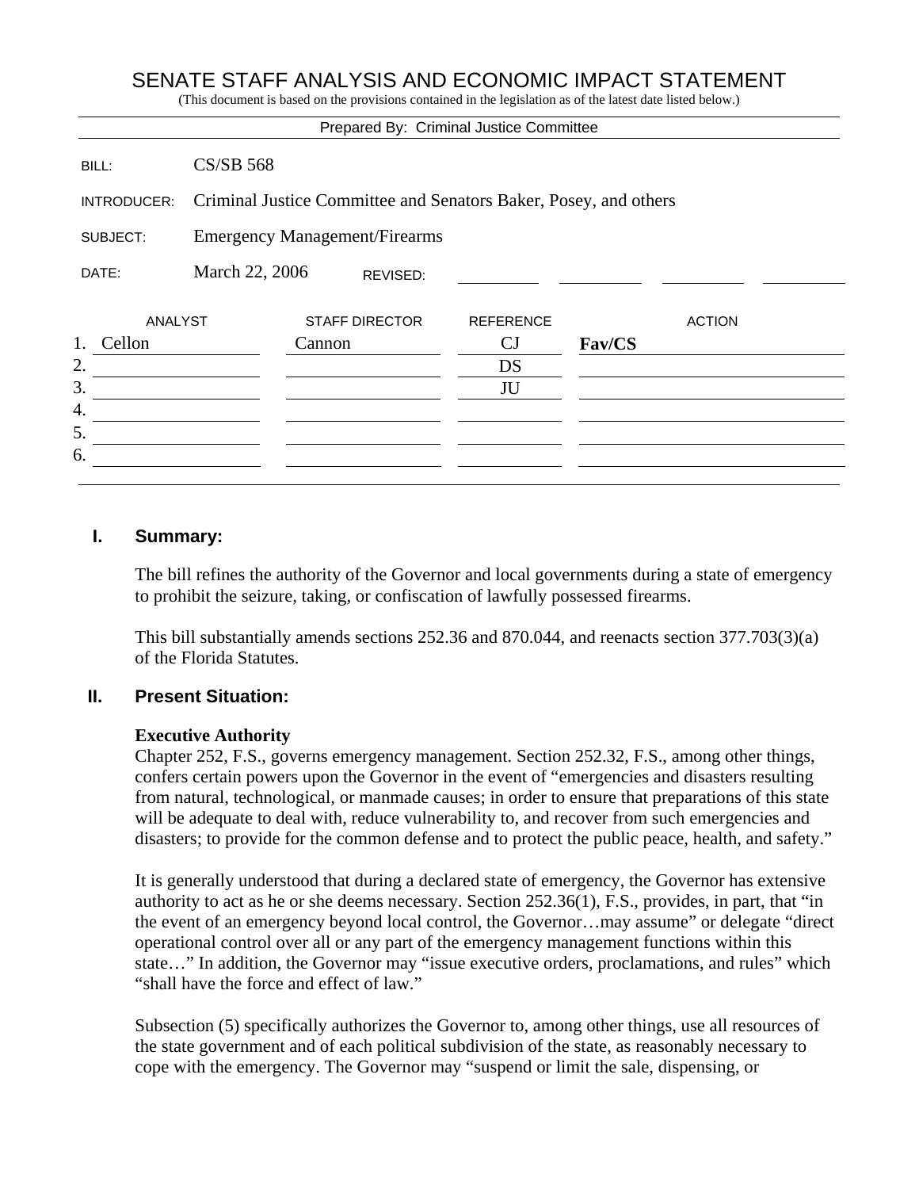# SENATE STAFF ANALYSIS AND ECONOMIC IMPACT STATEMENT

(This document is based on the provisions contained in the legislation as of the latest date listed below.)

Prepared By: Criminal Justice Committee

| | |
|---|---|
| BILL: | CS/SB 568 |
| INTRODUCER: | Criminal Justice Committee and Senators Baker, Posey, and others |
| SUBJECT: | Emergency Management/Firearms |
| DATE: | March 22, 2006 REVISED: |

| | ANALYST | STAFF DIRECTOR | REFERENCE | ACTION |
|---|---|---|---|---|
| 1. | Cellon | Cannon | CJ | **Fav/CS** |
| 2. | | | DS | |
| 3. | | | JU | |
| 4. | | | | |
| 5. | | | | |
| 6. | | | | |

## I. Summary:

The bill refines the authority of the Governor and local governments during a state of emergency to prohibit the seizure, taking, or confiscation of lawfully possessed firearms.

This bill substantially amends sections 252.36 and 870.044, and reenacts section 377.703(3)(a) of the Florida Statutes.

## II. Present Situation:

**Executive Authority**

Chapter 252, F.S., governs emergency management. Section 252.32, F.S., among other things, confers certain powers upon the Governor in the event of "emergencies and disasters resulting from natural, technological, or manmade causes; in order to ensure that preparations of this state will be adequate to deal with, reduce vulnerability to, and recover from such emergencies and disasters; to provide for the common defense and to protect the public peace, health, and safety."

It is generally understood that during a declared state of emergency, the Governor has extensive authority to act as he or she deems necessary. Section 252.36(1), F.S., provides, in part, that "in the event of an emergency beyond local control, the Governor…may assume" or delegate "direct operational control over all or any part of the emergency management functions within this state…" In addition, the Governor may "issue executive orders, proclamations, and rules" which "shall have the force and effect of law."

Subsection (5) specifically authorizes the Governor to, among other things, use all resources of the state government and of each political subdivision of the state, as reasonably necessary to cope with the emergency. The Governor may "suspend or limit the sale, dispensing, or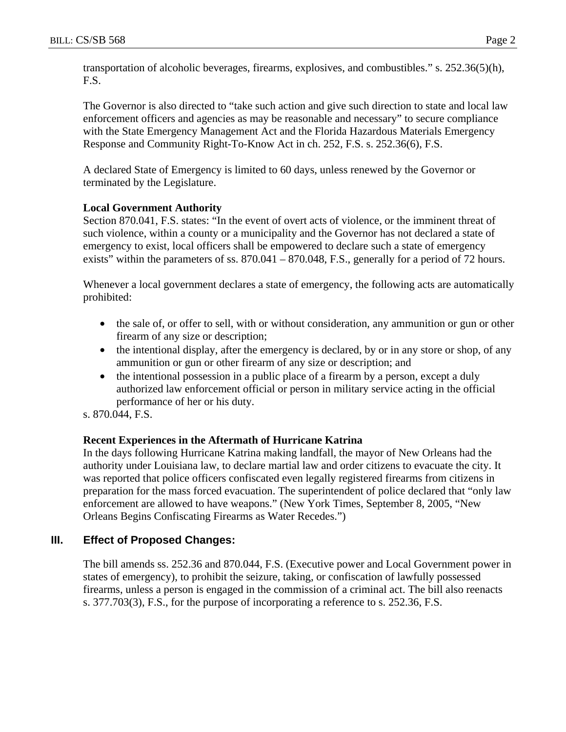transportation of alcoholic beverages, firearms, explosives, and combustibles." s. 252.36(5)(h), F.S.

The Governor is also directed to "take such action and give such direction to state and local law enforcement officers and agencies as may be reasonable and necessary" to secure compliance with the State Emergency Management Act and the Florida Hazardous Materials Emergency Response and Community Right-To-Know Act in ch. 252, F.S. s. 252.36(6), F.S.

A declared State of Emergency is limited to 60 days, unless renewed by the Governor or terminated by the Legislature.

**Local Government Authority**

Section 870.041, F.S. states: "In the event of overt acts of violence, or the imminent threat of such violence, within a county or a municipality and the Governor has not declared a state of emergency to exist, local officers shall be empowered to declare such a state of emergency exists" within the parameters of ss. 870.041 – 870.048, F.S., generally for a period of 72 hours.

Whenever a local government declares a state of emergency, the following acts are automatically prohibited:

- the sale of, or offer to sell, with or without consideration, any ammunition or gun or other firearm of any size or description;
- the intentional display, after the emergency is declared, by or in any store or shop, of any ammunition or gun or other firearm of any size or description; and
- the intentional possession in a public place of a firearm by a person, except a duly authorized law enforcement official or person in military service acting in the official performance of her or his duty.

s. 870.044, F.S.

**Recent Experiences in the Aftermath of Hurricane Katrina**

In the days following Hurricane Katrina making landfall, the mayor of New Orleans had the authority under Louisiana law, to declare martial law and order citizens to evacuate the city. It was reported that police officers confiscated even legally registered firearms from citizens in preparation for the mass forced evacuation. The superintendent of police declared that "only law enforcement are allowed to have weapons." (New York Times, September 8, 2005, "New Orleans Begins Confiscating Firearms as Water Recedes.")

## III. Effect of Proposed Changes:

The bill amends ss. 252.36 and 870.044, F.S. (Executive power and Local Government power in states of emergency), to prohibit the seizure, taking, or confiscation of lawfully possessed firearms, unless a person is engaged in the commission of a criminal act. The bill also reenacts s. 377.703(3), F.S., for the purpose of incorporating a reference to s. 252.36, F.S.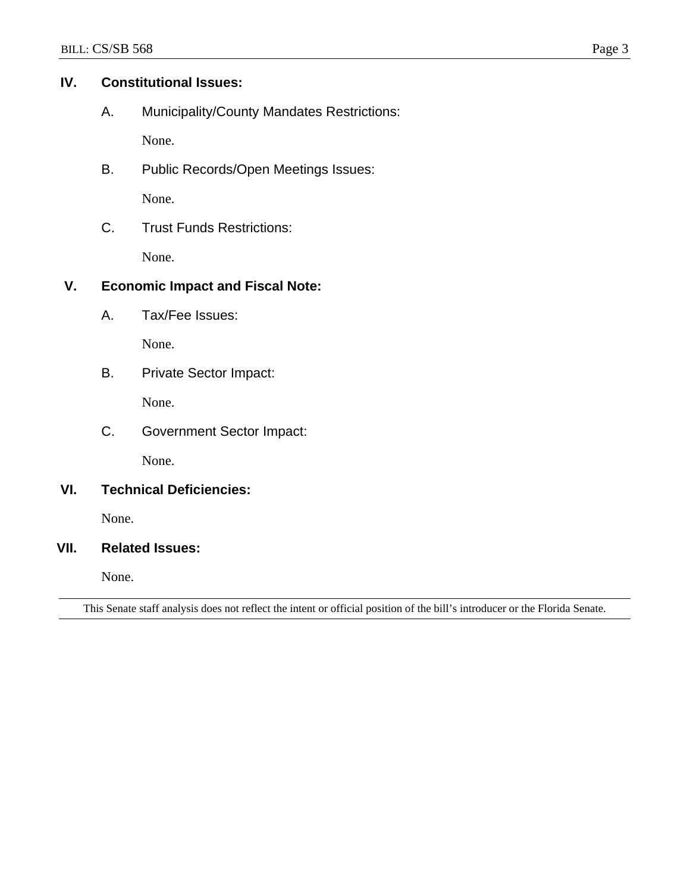## IV. Constitutional Issues:

### A. Municipality/County Mandates Restrictions:

None.

### B. Public Records/Open Meetings Issues:

None.

### C. Trust Funds Restrictions:

None.

## V. Economic Impact and Fiscal Note:

### A. Tax/Fee Issues:

None.

### B. Private Sector Impact:

None.

### C. Government Sector Impact:

None.

## VI. Technical Deficiencies:

None.

## VII. Related Issues:

None.

---

This Senate staff analysis does not reflect the intent or official position of the bill's introducer or the Florida Senate.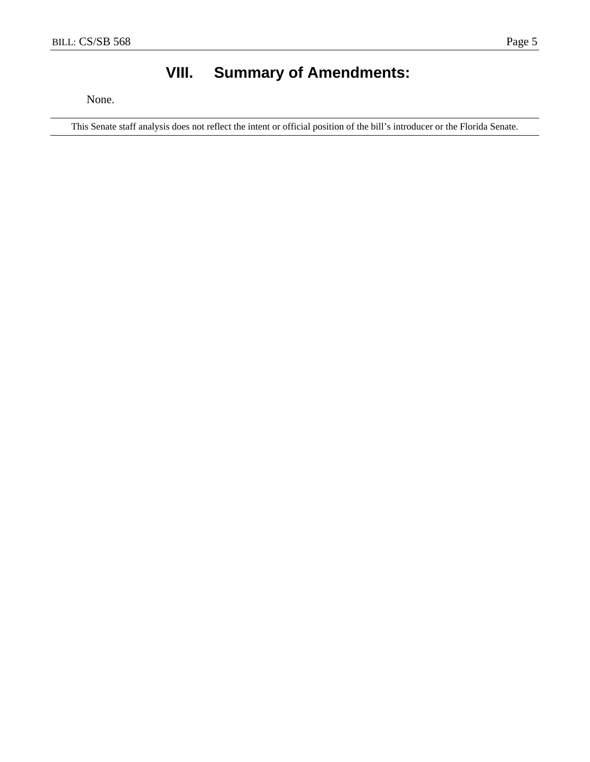## VIII. Summary of Amendments:

None.

This Senate staff analysis does not reflect the intent or official position of the bill's introducer or the Florida Senate.